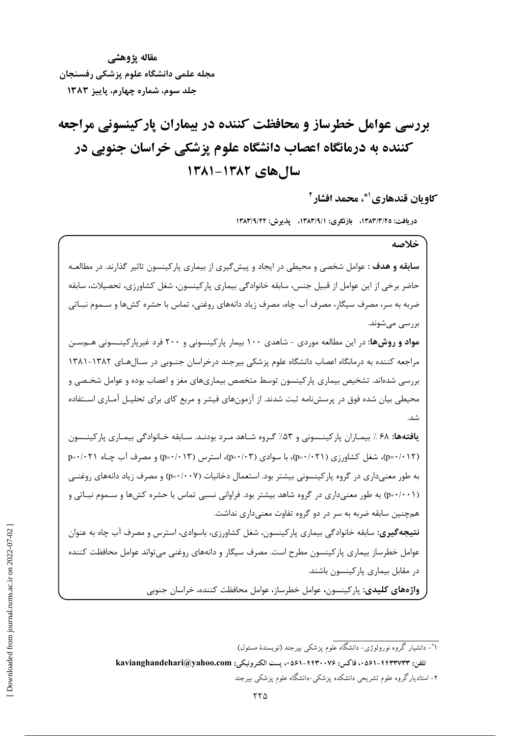**مقاله پژوهشی**
**مجله علمی دانشگاه علوم پزشکی رفسنجان**
**جلد سوم، شماره چهارم، پاییز ۱۳۸۳**

# بررسی عوامل خطرساز و محافظت کننده در بیماران پارکینسونی مراجعه کننده به درمانگاه اعصاب دانشگاه علوم پزشکی خراسان جنوبی در سال‌های ۱۳۸۲-۱۳۸۱

**کاویان قندهاری[1*]، محمد افشار[2]**

**دریافت: ۱۳۸۳/۳/۲۵، بازنگری: ۱۳۸۳/۹/۱، پذیرش: ۱۳۸۳/۹/۲۲**

## خلاصه

**سابقه و هدف :** عوامل شخصی و محیطی در ایجاد و پیش‌گیری از بیماری پارکینسون تاثیر گذارند. در مطالعه حاضر برخی از این عوامل از قبیل جنس، سابقه خانوادگی بیماری پارکینسون، شغل کشاورزی، تحصیلات، سابقه ضربه به سر، مصرف سیگار، مصرف آب چاه، مصرف زیاد دانه‌های روغنی، تماس با حشره کش‌ها و سموم نباتی بررسی می‌شوند.

**مواد و روش‌ها:** در این مطالعه موردی - شاهدی ۱۰۰ بیمار پارکینسونی و ۲۰۰ فرد غیرپارکینسونی هم‌سن مراجعه کننده به درمانگاه اعصاب دانشگاه علوم پزشکی بیرجند درخراسان جنوبی در سال‌های ۱۳۸۲-۱۳۸۱ بررسی شده‌اند. تشخیص بیماری پارکینسون توسط متخصص بیماری‌های مغز و اعصاب بوده و عوامل شخصی و محیطی بیان شده فوق در پرسش‌نامه ثبت شدند. از آزمون‌های فیشر و مربع کای برای تحلیل آماری استفاده شد.

**یافته‌ها:** ۶۸٪ بیماران پارکینسونی و ۵۳٪ گروه شاهد مرد بودند. سابقه خانوادگی بیماری پارکینسون (p=۰/۰۱۲)، شغل کشاورزی (p=۰/۰۲۱)، با سوادی (p=۰/۰۳)، استرس (p=۰/۰۱۳) و مصرف آب چاه p=۰/۰۲۱ به طور معنی‌داری در گروه پارکینسونی بیشتر بود. استعمال دخانیات (p=۰/۰۰۷) و مصرف زیاد دانه‌های روغنی (p=۰/۰۰۱) به طور معنی‌داری در گروه شاهد بیشتر بود. فراوانی نسبی تماس با حشره کش‌ها و سموم نباتی و هم‌چنین سابقه ضربه به سر در دو گروه تفاوت معنی‌داری نداشت.

**نتیجه‌گیری:** سابقه خانوادگی بیماری پارکینسون، شغل کشاورزی، باسوادی، استرس و مصرف آب چاه به عنوان عوامل خطرساز بیماری پارکینسون مطرح است. مصرف سیگار و دانه‌های روغنی می‌تواند عوامل محافظت کننده در مقابل بیماری پارکینسون باشند.

**واژه‌های کلیدی:** پارکینسون، عوامل خطرساز، عوامل محافظت کننده، خراسان جنوبی

---

[1*] - دانشیار گروه نورولوژی- دانشگاه علوم پزشکی بیرجند (نویسندهٔ مسئول)

**تلفن: ۴۴۳۳۷۳۳-۰۵۶۱، فاکس: ۴۴۳۰۰۷۶-۰۵۶۱، پست الکترونیکی: kavianghandehari@yahoo.com**

[2] - استادیار گروه علوم تشریحی دانشکده پزشکی-دانشگاه علوم پزشکی بیرجند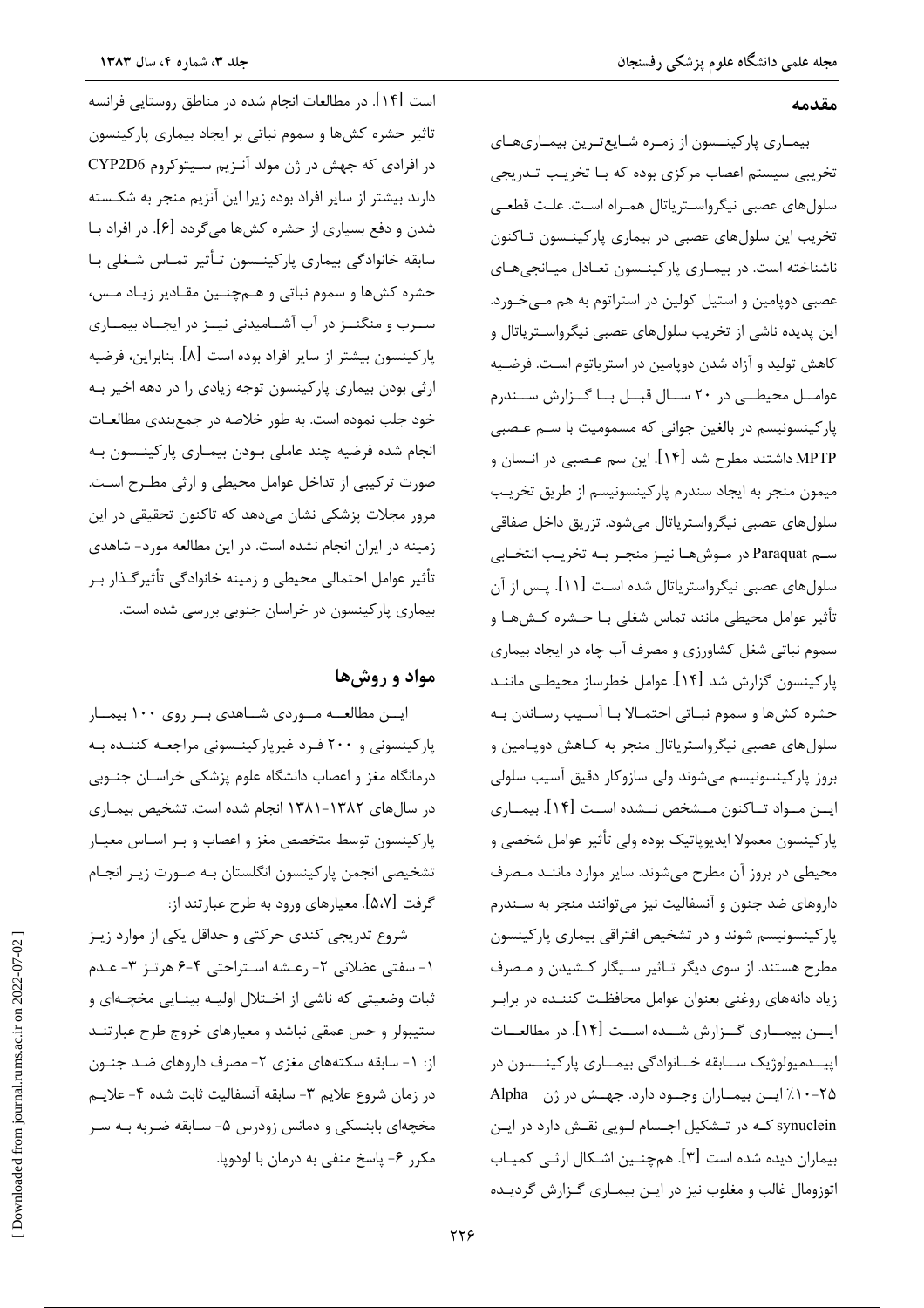## مقدمه

بیماری پارکینسون از زمره شایع‌ترین بیماری‌های تخریبی سیستم اعصاب مرکزی بوده که با تخریب تدریجی سلول‌های عصبی نیگرواستریاتال همراه است. علت قطعی تخریب این سلول‌های عصبی در بیماری پارکینسون تاکنون ناشناخته است. در بیماری پارکینسون تعادل میانجی‌های عصبی دوپامین و استیل کولین در استراتوم به هم می‌خورد. این پدیده ناشی از تخریب سلول‌های عصبی نیگرواستریاتال و کاهش تولید و آزاد شدن دوپامین در استریاتوم است. فرضیه عوامل محیطی در ۲۰ سال قبل با گزارش سندرم پارکینسونیسم در بالغین جوانی که مسمومیت با سم عصبی MPTP داشتند مطرح شد [۱۴]. این سم عصبی در انسان و میمون منجر به ایجاد سندرم پارکینسونیسم از طریق تخریب سلول‌های عصبی نیگرواستریاتال می‌شود. تزریق داخل صفاقی سم Paraquat در موش‌ها نیز منجر به تخریب انتخابی سلول‌های عصبی نیگرواستریاتال شده است [۱۱]. پس از آن تأثیر عوامل محیطی مانند تماس شغلی با حشره کش‌ها و سموم نباتی شغل کشاورزی و مصرف آب چاه در ایجاد بیماری پارکینسون گزارش شد [۱۴]. عوامل خطرساز محیطی مانند حشره کش‌ها و سموم نباتی احتمالا با آسیب رساندن به سلول‌های عصبی نیگرواستریاتال منجر به کاهش دوپامین و بروز پارکینسونیسم می‌شوند ولی سازوکار دقیق آسیب سلولی این مواد تاکنون مشخص نشده است [۱۴]. بیماری پارکینسون معمولا ایدیوپاتیک بوده ولی تأثیر عوامل شخصی و محیطی در بروز آن مطرح می‌شوند. سایر موارد مانند مصرف داروهای ضد جنون و آنسفالیت نیز می‌توانند منجر به سندرم پارکینسونیسم شوند و در تشخیص افتراقی بیماری پارکینسون مطرح هستند. از سوی دیگر تاثیر سیگار کشیدن و مصرف زیاد دانه‌های روغنی بعنوان عوامل محافظت کننده در برابر این بیماری گزارش شده است [۱۴]. در مطالعات اپیدمیولوژیک سابقه خانوادگی بیماری پارکینسون در ۲۵-۱۰٪ این بیماران وجود دارد. جهش در ژن Alpha synuclein که در تشکیل اجسام لویی نقش دارد در این بیماران دیده شده است [۳]. همچنین اشکال ارثی کمیاب اتوزومال غالب و مغلوب نیز در این بیماری گزارش گردیده است [۱۴]. در مطالعات انجام شده در مناطق روستایی فرانسه تاثیر حشره کش‌ها و سموم نباتی بر ایجاد بیماری پارکینسون در افرادی که جهش در ژن مولد آنزیم سیتوکروم CYP2D6 دارند بیشتر از سایر افراد بوده زیرا این آنزیم منجر به شکسته شدن و دفع بسیاری از حشره کش‌ها می‌گردد [۶]. در افراد با سابقه خانوادگی بیماری پارکینسون تأثیر تماس شغلی با حشره کش‌ها و سموم نباتی و همچنین مقادیر زیاد مس، سرب و منگنز در آب آشامیدنی نیز در ایجاد بیماری پارکینسون بیشتر از سایر افراد بوده است [۸]. بنابراین، فرضیه ارثی بودن بیماری پارکینسون توجه زیادی را در دهه اخیر به خود جلب نموده است. به طور خلاصه در جمع‌بندی مطالعات انجام شده فرضیه چند عاملی بودن بیماری پارکینسون به صورت ترکیبی از تداخل عوامل محیطی و ارثی مطرح است. مرور مجلات پزشکی نشان می‌دهد که تاکنون تحقیقی در این زمینه در ایران انجام نشده است. در این مطالعه مورد- شاهدی تأثیر عوامل احتمالی محیطی و زمینه خانوادگی تأثیرگذار بر بیماری پارکینسون در خراسان جنوبی بررسی شده است.

## مواد و روش‌ها

این مطالعه موردی شاهدی بر روی ۱۰۰ بیمار پارکینسونی و ۲۰۰ فرد غیرپارکینسونی مراجعه کننده به درمانگاه مغز و اعصاب دانشگاه علوم پزشکی خراسان جنوبی در سال‌های ۱۳۸۲-۱۳۸۱ انجام شده است. تشخیص بیماری پارکینسون توسط متخصص مغز و اعصاب و بر اساس معیار تشخیصی انجمن پارکینسون انگلستان به صورت زیر انجام گرفت [۵،۷]. معیارهای ورود به طرح عبارتند از:

شروع تدریجی کندی حرکتی و حداقل یکی از موارد زیر ۱- سفتی عضلانی ۲- رعشه استراحتی ۶-۴ هرتز ۳- عدم ثبات وضعیتی که ناشی از اختلال اولیه بینایی مخچه‌ای و ستیبولر و حس عمقی نباشد و معیارهای خروج طرح عبارتند از: ۱- سابقه سکته‌های مغزی ۲- مصرف داروهای ضد جنون در زمان شروع علایم ۳- سابقه آنسفالیت ثابت شده ۴- علایم مخچه‌ای بابنسکی و دمانس زودرس ۵- سابقه ضربه به سر مکرر ۶- پاسخ منفی به درمان با لودوپا.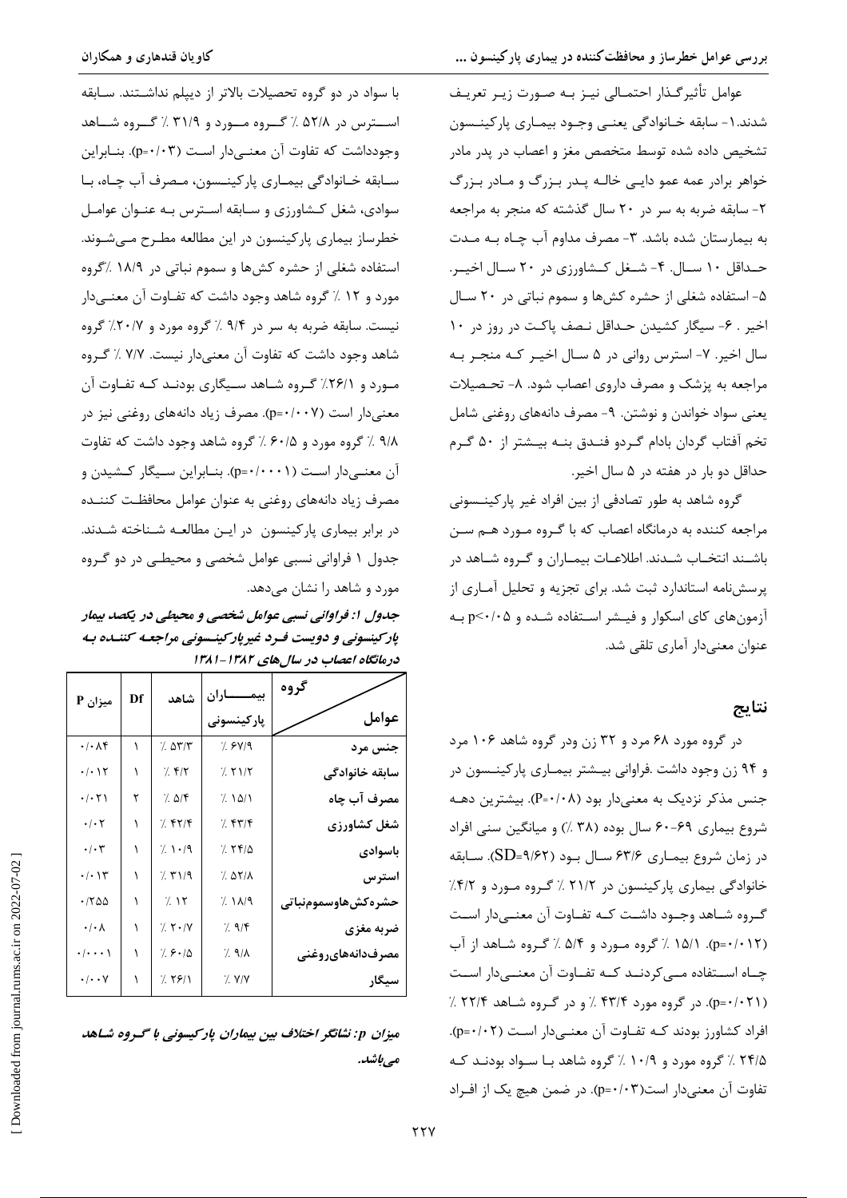عوامل تأثیرگذار احتمالی نیز به صورت زیر تعریف شدند.۱- سابقه خانوادگی یعنی وجود بیماری پارکینسون تشخیص داده شده توسط متخصص مغز و اعصاب در پدر مادر خواهر برادر عمه عمو دایی خاله پدر بزرگ و مادر بزرگ ۲- سابقه ضربه به سر در ۲۰ سال گذشته که منجر به مراجعه به بیمارستان شده باشد. ۳- مصرف مداوم آب چاه به مدت حداقل ۱۰ سال. ۴- شغل کشاورزی در ۲۰ سال اخیر. ۵- استفاده شغلی از حشره کش‌ها و سموم نباتی در ۲۰ سال اخیر . ۶- سیگار کشیدن حداقل نصف پاکت در روز در ۱۰ سال اخیر. ۷- استرس روانی در ۵ سال اخیر که منجر به مراجعه به پزشک و مصرف داروی اعصاب شود. ۸- تحصیلات یعنی سواد خواندن و نوشتن. ۹- مصرف دانه‌های روغنی شامل تخم آفتاب گردان بادام گردو فندق بنه بیشتر از ۵۰ گرم حداقل دو بار در هفته در ۵ سال اخیر.

گروه شاهد به طور تصادفی از بین افراد غیر پارکینسونی مراجعه کننده به درمانگاه اعصاب که با گروه مورد هم سن باشند انتخاب شدند. اطلاعات بیماران و گروه شاهد در پرسش‌نامه استاندارد ثبت شد. برای تجزیه و تحلیل آماری از آزمون‌های کای اسکوار و فیشر استفاده شده و $p<0/05$ به عنوان معنی‌دار آماری تلقی شد.

## نتایج

در گروه مورد ۶۸ مرد و ۳۲ زن ودر گروه شاهد ۱۰۶ مرد و ۹۴ زن وجود داشت .فراوانی بیشتر بیماری پارکینسون در جنس مذکر نزدیک به معنی‌دار بود ($P=0/08$). بیشترین دهه شروع بیماری ۶۹-۶۰ سال بوده (۳۸ ٪) و میانگین سنی افراد در زمان شروع بیماری ۶۳/۶ سال بود ($SD=9/62$). سابقه خانوادگی بیماری پارکینسون در ۲۱/۲ ٪ گروه مورد و ۴/۲٪ گروه شاهد وجود داشت که تفاوت آن معنی‌دار است ($p=0/012$). ۱۵/۱ ٪ گروه مورد و ۵/۴ ٪ گروه شاهد از آب چاه استفاده می‌کردند که تفاوت آن معنی‌دار است ($p=0/021$). در گروه مورد ۴۳/۴ ٪ و در گروه شاهد ۲۲/۴ ٪ افراد کشاورز بودند که تفاوت آن معنی‌دار است ($p=0/02$). ۲۴/۵ ٪ گروه مورد و ۱۰/۹ ٪ گروه شاهد با سواد بودند که تفاوت آن معنی‌دار است($p=0/03$). در ضمن هیچ یک از افراد با سواد در دو گروه تحصیلات بالاتر از دیپلم نداشتند. سابقه استرس در ۵۲/۸ ٪ گروه مورد و ۳۱/۹ ٪ گروه شاهد وجودداشت که تفاوت آن معنی‌دار است ($p=0/03$). بنابراین سابقه خانوادگی بیماری پارکینسون، مصرف آب چاه، با سوادی، شغل کشاورزی و سابقه استرس به عنوان عوامل خطرساز بیماری پارکینسون در این مطالعه مطرح می‌شوند. استفاده شغلی از حشره کش‌ها و سموم نباتی در ۱۸/۹ ٪گروه مورد و ۱۲ ٪ گروه شاهد وجود داشت که تفاوت آن معنی‌دار نیست. سابقه ضربه به سر در ۹/۴ ٪ گروه مورد و ۲۰/۷٪ گروه شاهد وجود داشت که تفاوت آن معنی‌دار نیست. ۷/۷ ٪ گروه مورد و ۲۶/۱٪ گروه شاهد سیگاری بودند که تفاوت آن معنی‌دار است ($p=0/007$). مصرف زیاد دانه‌های روغنی نیز در ۹/۸ ٪ گروه مورد و ۶۰/۵ ٪ گروه شاهد وجود داشت که تفاوت آن معنی‌دار است ($p=0/0001$). بنابراین سیگار کشیدن و مصرف زیاد دانه‌های روغنی به عنوان عوامل محافظت کننده در برابر بیماری پارکینسون در این مطالعه شناخته شدند. جدول ۱ فراوانی نسبی عوامل شخصی و محیطی در دو گروه مورد و شاهد را نشان می‌دهد.

***جدول ۱: فراوانی نسبی عوامل شخصی و محیطی در یکصد بیمار پارکینسونی و دویست فرد غیرپارکینسونی مراجعه کننده به درمانگاه اعصاب در سال‌های ۱۳۸۲-۱۳۸۱***

| عوامل / گروه | بیماران پارکینسونی | شاهد | Df | میزان P |
|---|---|---|---|---|
| جنس مرد | ٪ ۶۷/۹ | ٪ ۵۳/۳ | ۱ | ۰/۰۸۴ |
| سابقه خانوادگی | ٪ ۲۱/۲ | ٪ ۴/۲ | ۱ | ۰/۰۱۲ |
| مصرف آب چاه | ٪ ۱۵/۱ | ٪ ۵/۴ | ۲ | ۰/۰۲۱ |
| شغل کشاورزی | ٪ ۴۳/۴ | ٪ ۴۲/۴ | ۱ | ۰/۰۲ |
| باسوادی | ٪ ۲۴/۵ | ٪ ۱۰/۹ | ۱ | ۰/۰۳ |
| استرس | ٪ ۵۲/۸ | ٪ ۳۱/۹ | ۱ | ۰/۰۱۳ |
| حشره‌کش‌هاوسموم‌نباتی | ٪ ۱۸/۹ | ٪ ۱۲ | ۱ | ۰/۲۵۵ |
| ضربه مغزی | ٪ ۹/۴ | ٪ ۲۰/۷ | ۱ | ۰/۰۸ |
| مصرف‌دانه‌های‌روغنی | ٪ ۹/۸ | ٪ ۶۰/۵ | ۱ | ۰/۰۰۰۱ |
| سیگار | ٪ ۷/۷ | ٪ ۲۶/۱ | ۱ | ۰/۰۰۷ |

***میزان p: نشانگر اختلاف بین بیماران پارکیسونی با گروه شاهد می‌باشد.***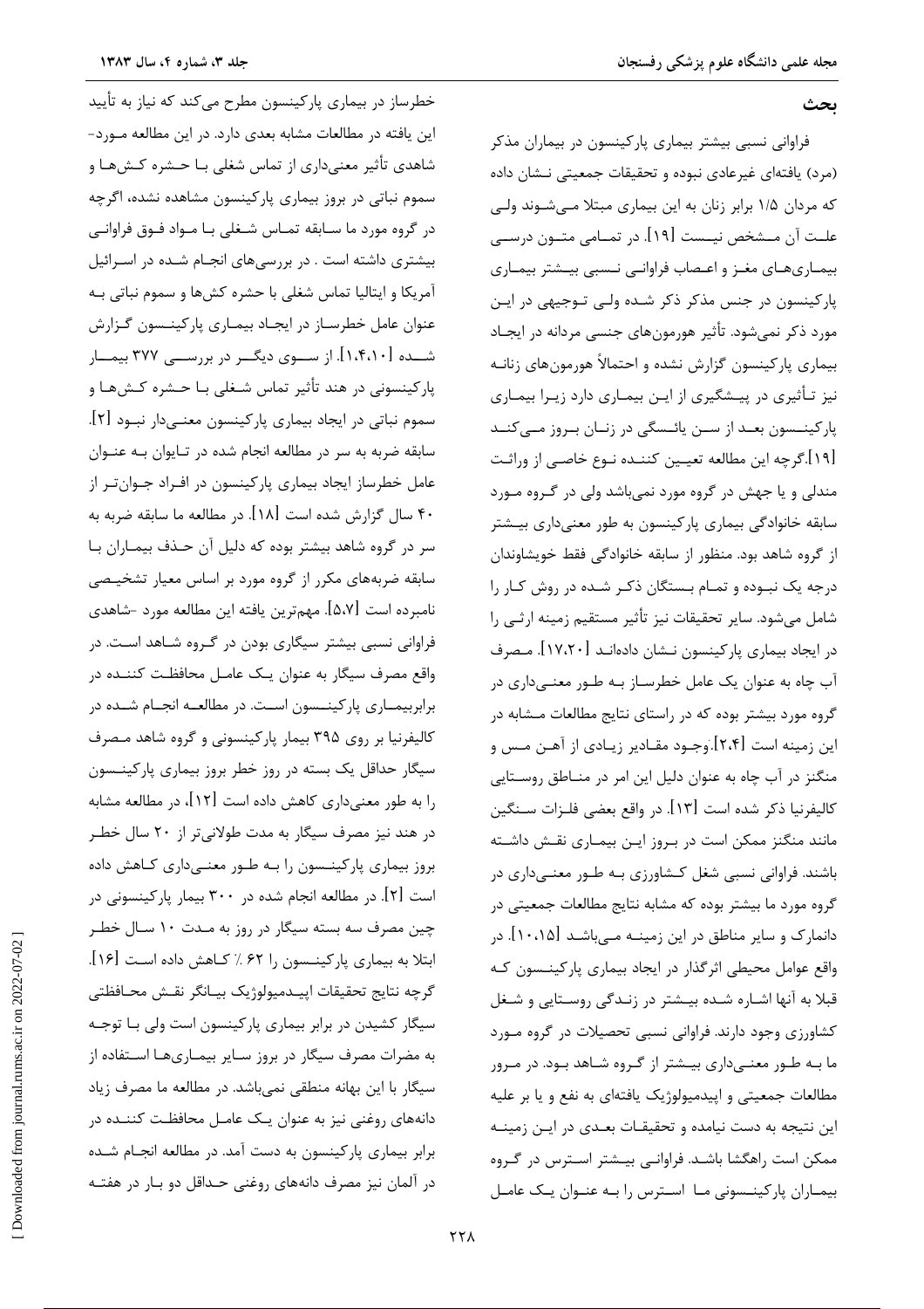## بحث

فراوانی نسبی بیشتر بیماری پارکینسون در بیماران مذکر (مرد) یافته‌ای غیرعادی نبوده و تحقیقات جمعیتی نشان داده که مردان ۱/۵ برابر زنان به این بیماری مبتلا می‌شوند ولی علت آن مشخص نیست [۱۹]. در تمامی متون درسی بیماری‌های مغز و اعصاب فراوانی نسبی بیشتر بیماری پارکینسون در جنس مذکر ذکر شده ولی توجیهی در این مورد ذکر نمی‌شود. تأثیر هورمون‌های جنسی مردانه در ایجاد بیماری پارکینسون گزارش نشده و احتمالاً هورمون‌های زنانه نیز تأثیری در پیشگیری از این بیماری دارد زیرا بیماری پارکینسون بعد از سن یائسگی در زنان بروز می‌کند [۱۹].گرچه این مطالعه تعیین کننده نوع خاصی از وراثت مندلی و یا جهش در گروه مورد نمی‌باشد ولی در گروه مورد سابقه خانوادگی بیماری پارکینسون به طور معنی‌داری بیشتر از گروه شاهد بود. منظور از سابقه خانوادگی فقط خویشاوندان درجه یک نبوده و تمام بستگان ذکر شده در روش کار را شامل می‌شود. سایر تحقیقات نیز تأثیر مستقیم زمینه ارثی را در ایجاد بیماری پارکینسون نشان داده‌اند [۱۷،۲۰]. مصرف آب چاه به عنوان یک عامل خطرساز به طور معنی‌داری در گروه مورد بیشتر بوده که در راستای نتایج مطالعات مشابه در این زمینه است [۲،۴].وجود مقادیر زیادی از آهن مس و منگنز در آب چاه به عنوان دلیل این امر در مناطق روستایی کالیفرنیا ذکر شده است [۱۳]. در واقع بعضی فلزات سنگین مانند منگنز ممکن است در بروز این بیماری نقش داشته باشند. فراوانی نسبی شغل کشاورزی به طور معنی‌داری در گروه مورد ما بیشتر بوده که مشابه نتایج مطالعات جمعیتی در دانمارک و سایر مناطق در این زمینه می‌باشد [۱۰،۱۵]. در واقع عوامل محیطی اثرگذار در ایجاد بیماری پارکینسون که قبلا به آنها اشاره شده بیشتر در زندگی روستایی و شغل کشاورزی وجود دارند. فراوانی نسبی تحصیلات در گروه مورد ما به طور معنی‌داری بیشتر از گروه شاهد بود. در مرور مطالعات جمعیتی و اپیدمیولوژیک یافته‌ای به نفع و یا بر علیه این نتیجه به دست نیامده و تحقیقات بعدی در این زمینه ممکن است راهگشا باشد. فراوانی بیشتر استرس در گروه بیماران پارکینسونی ما استرس را به عنوان یک عامل خطرساز در بیماری پارکینسون مطرح می‌کند که نیاز به تأیید این یافته در مطالعات مشابه بعدی دارد. در این مطالعه مورد-شاهدی تأثیر معنی‌داری از تماس شغلی با حشره کش‌ها و سموم نباتی در بروز بیماری پارکینسون مشاهده نشده، اگرچه در گروه مورد ما سابقه تماس شغلی با مواد فوق فراوانی بیشتری داشته است . در بررسی‌های انجام شده در اسرائیل آمریکا و ایتالیا تماس شغلی با حشره کش‌ها و سموم نباتی به عنوان عامل خطرساز در ایجاد بیماری پارکینسون گزارش شده [۱،۴،۱۰]. از سوی دیگر در بررسی ۳۷۷ بیمار پارکینسونی در هند تأثیر تماس شغلی با حشره کش‌ها و سموم نباتی در ایجاد بیماری پارکینسون معنی‌دار نبود [۲]. سابقه ضربه به سر در مطالعه انجام شده در تایوان به عنوان عامل خطرساز ایجاد بیماری پارکینسون در افراد جوان‌تر از ۴۰ سال گزارش شده است [۱۸]. در مطالعه ما سابقه ضربه به سر در گروه شاهد بیشتر بوده که دلیل آن حذف بیماران با سابقه ضربه‌های مکرر از گروه مورد بر اساس معیار تشخیصی نامبرده است [۵،۷]. مهم‌ترین یافته این مطالعه مورد -شاهدی فراوانی نسبی بیشتر سیگاری بودن در گروه شاهد است. در واقع مصرف سیگار به عنوان یک عامل محافظت کننده در برابربیماری پارکینسون است. در مطالعه انجام شده در کالیفرنیا بر روی ۳۹۵ بیمار پارکینسونی و گروه شاهد مصرف سیگار حداقل یک بسته در روز خطر بروز بیماری پارکینسون را به طور معنی‌داری کاهش داده است [۱۲]، در مطالعه مشابه در هند نیز مصرف سیگار به مدت طولانی‌تر از ۲۰ سال خطر بروز بیماری پارکینسون را به طور معنی‌داری کاهش داده است [۲]. در مطالعه انجام شده در ۳۰۰ بیمار پارکینسونی در چین مصرف سه بسته سیگار در روز به مدت ۱۰ سال خطر ابتلا به بیماری پارکینسون را ۶۲ ٪ کاهش داده است [۱۶]. گرچه نتایج تحقیقات اپیدمیولوژیک بیانگر نقش محافظتی سیگار کشیدن در برابر بیماری پارکینسون است ولی با توجه به مضرات مصرف سیگار در بروز سایر بیماری‌ها استفاده از سیگار با این بهانه منطقی نمی‌باشد. در مطالعه ما مصرف زیاد دانه‌های روغنی نیز به عنوان یک عامل محافظت کننده در برابر بیماری پارکینسون به دست آمد. در مطالعه انجام شده در آلمان نیز مصرف دانه‌های روغنی حداقل دو بار در هفته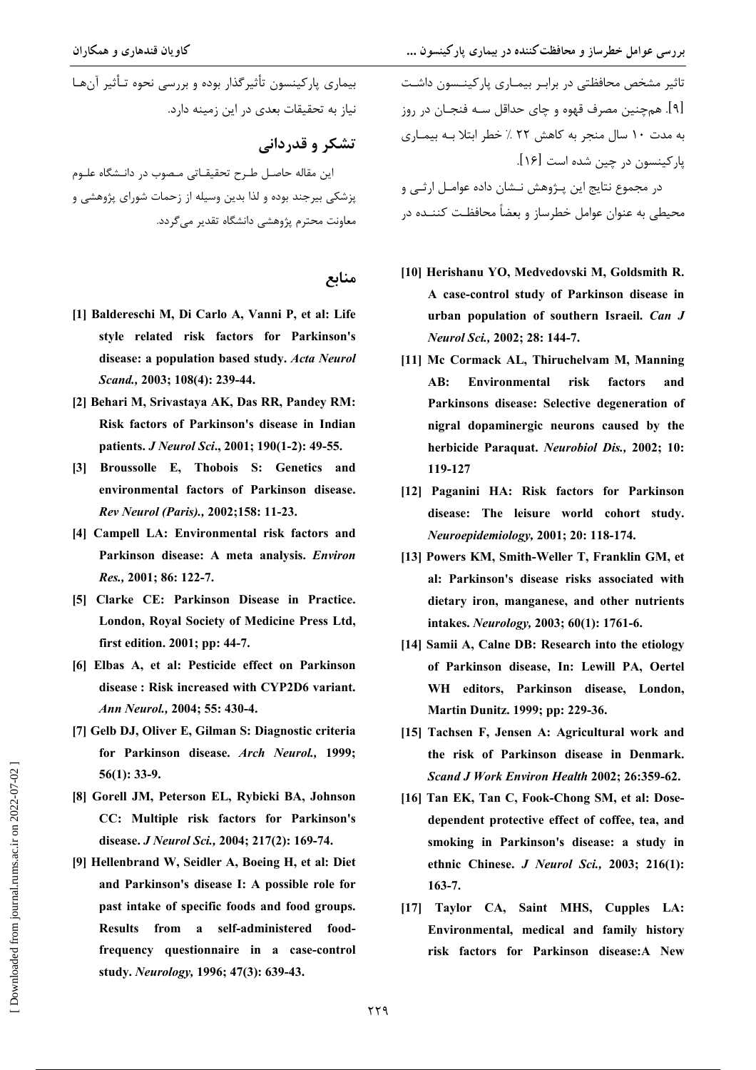تاثیر مشخص محافظتی در برابر بیماری پارکینسون داشت [۹]. همچنین مصرف قهوه و چای حداقل سه فنجان در روز به مدت ۱۰ سال منجر به کاهش ۲۲ ٪ خطر ابتلا به بیماری پارکینسون در چین شده است [۱۶].

در مجموع نتایج این پژوهش نشان داده عوامل ارثی و محیطی به عنوان عوامل خطرساز و بعضاً محافظت کننده در بیماری پارکینسون تأثیرگذار بوده و بررسی نحوه تأثیر آن‌ها نیاز به تحقیقات بعدی در این زمینه دارد.

## تشکر و قدردانی

این مقاله حاصل طرح تحقیقاتی مصوب در دانشگاه علوم پزشکی بیرجند بوده و لذا بدین وسیله از زحمات شورای پژوهشی و معاونت محترم پژوهشی دانشگاه تقدیر می‌گردد.

## منابع

**[1] Baldereschi M, Di Carlo A, Vanni P, et al: Life style related risk factors for Parkinson's disease: a population based study. *Acta Neurol Scand.,* 2003; 108(4): 239-44.**

**[2] Behari M, Srivastaya AK, Das RR, Pandey RM: Risk factors of Parkinson's disease in Indian patients. *J Neurol Sci*., 2001; 190(1-2): 49-55.**

**[3] Broussolle E, Thobois S: Genetics and environmental factors of Parkinson disease. *Rev Neurol (Paris).,* 2002;158: 11-23.**

**[4] Campell LA: Environmental risk factors and Parkinson disease: A meta analysis. *Environ Res.,* 2001; 86: 122-7.**

**[5] Clarke CE: Parkinson Disease in Practice. London, Royal Society of Medicine Press Ltd, first edition. 2001; pp: 44-7.**

**[6] Elbas A, et al: Pesticide effect on Parkinson disease : Risk increased with CYP2D6 variant. *Ann Neurol.,* 2004; 55: 430-4.**

**[7] Gelb DJ, Oliver E, Gilman S: Diagnostic criteria for Parkinson disease. *Arch Neurol.,* 1999; 56(1): 33-9.**

**[8] Gorell JM, Peterson EL, Rybicki BA, Johnson CC: Multiple risk factors for Parkinson's disease. *J Neurol Sci.,* 2004; 217(2): 169-74.**

**[9] Hellenbrand W, Seidler A, Boeing H, et al: Diet and Parkinson's disease I: A possible role for past intake of specific foods and food groups. Results from a self-administered food-frequency questionnaire in a case-control study. *Neurology,* 1996; 47(3): 639-43.**

**[10] Herishanu YO, Medvedovski M, Goldsmith R. A case-control study of Parkinson disease in urban population of southern Israeil. *Can J Neurol Sci.,* 2002; 28: 144-7.**

**[11] Mc Cormack AL, Thiruchelvam M, Manning AB: Environmental risk factors and Parkinsons disease: Selective degeneration of nigral dopaminergic neurons caused by the herbicide Paraquat. *Neurobiol Dis.,* 2002; 10: 119-127**

**[12] Paganini HA: Risk factors for Parkinson disease: The leisure world cohort study. *Neuroepidemiology,* 2001; 20: 118-174.**

**[13] Powers KM, Smith-Weller T, Franklin GM, et al: Parkinson's disease risks associated with dietary iron, manganese, and other nutrients intakes. *Neurology,* 2003; 60(1): 1761-6.**

**[14] Samii A, Calne DB: Research into the etiology of Parkinson disease, In: Lewill PA, Oertel WH editors, Parkinson disease, London, Martin Dunitz. 1999; pp: 229-36.**

**[15] Tachsen F, Jensen A: Agricultural work and the risk of Parkinson disease in Denmark. *Scand J Work Environ Health* 2002; 26:359-62.**

**[16] Tan EK, Tan C, Fook-Chong SM, et al: Dose-dependent protective effect of coffee, tea, and smoking in Parkinson's disease: a study in ethnic Chinese. *J Neurol Sci.,* 2003; 216(1): 163-7.**

**[17] Taylor CA, Saint MHS, Cupples LA: Environmental, medical and family history risk factors for Parkinson disease:A New**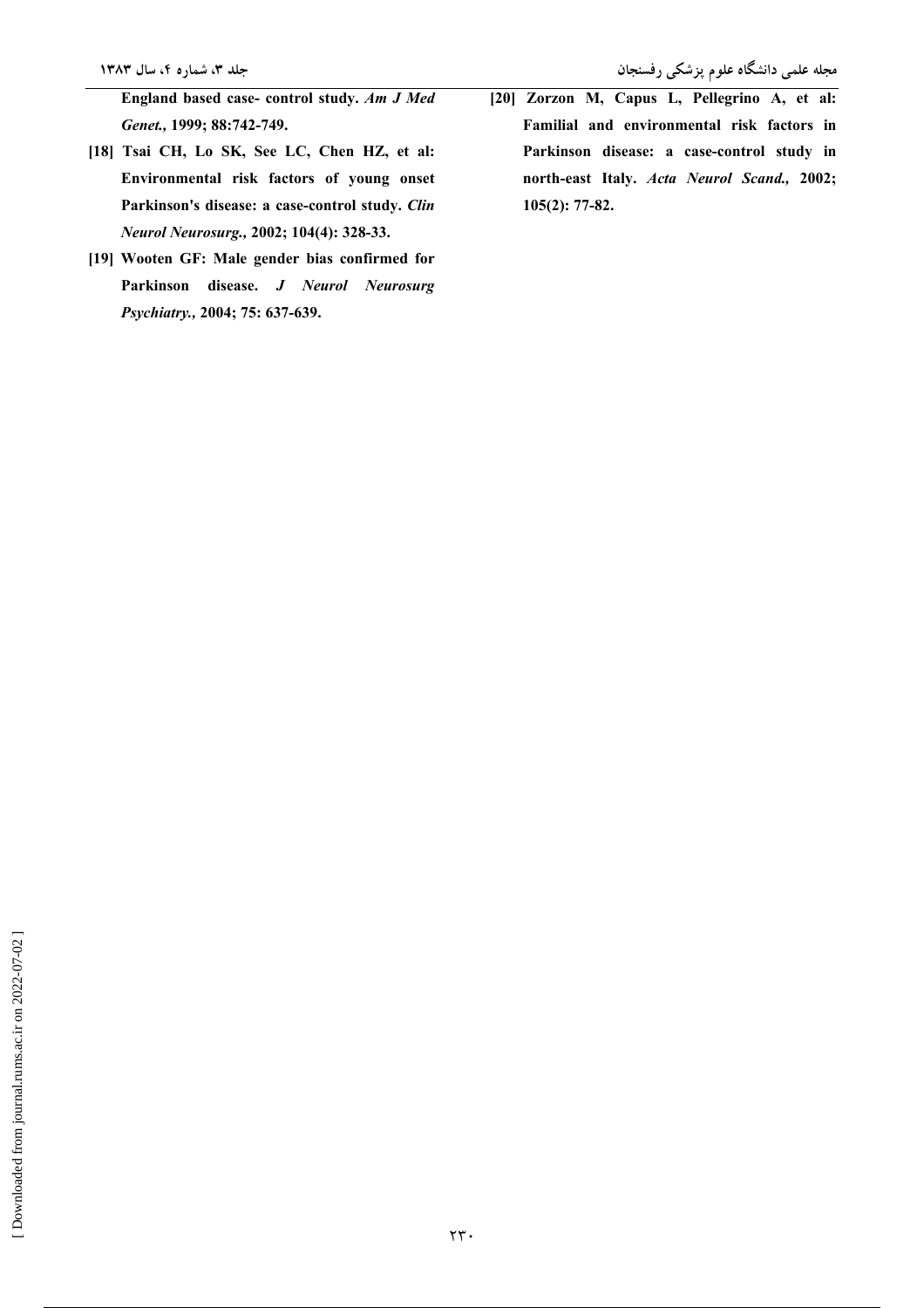England based case- control study. *Am J Med Genet.,* 1999; 88:742-749.

[18] Tsai CH, Lo SK, See LC, Chen HZ, et al: Environmental risk factors of young onset Parkinson's disease: a case-control study. *Clin Neurol Neurosurg.,* 2002; 104(4): 328-33.

[19] Wooten GF: Male gender bias confirmed for Parkinson disease. *J Neurol Neurosurg Psychiatry.,* 2004; 75: 637-639.

[20] Zorzon M, Capus L, Pellegrino A, et al: Familial and environmental risk factors in Parkinson disease: a case-control study in north-east Italy. *Acta Neurol Scand.,* 2002; 105(2): 77-82.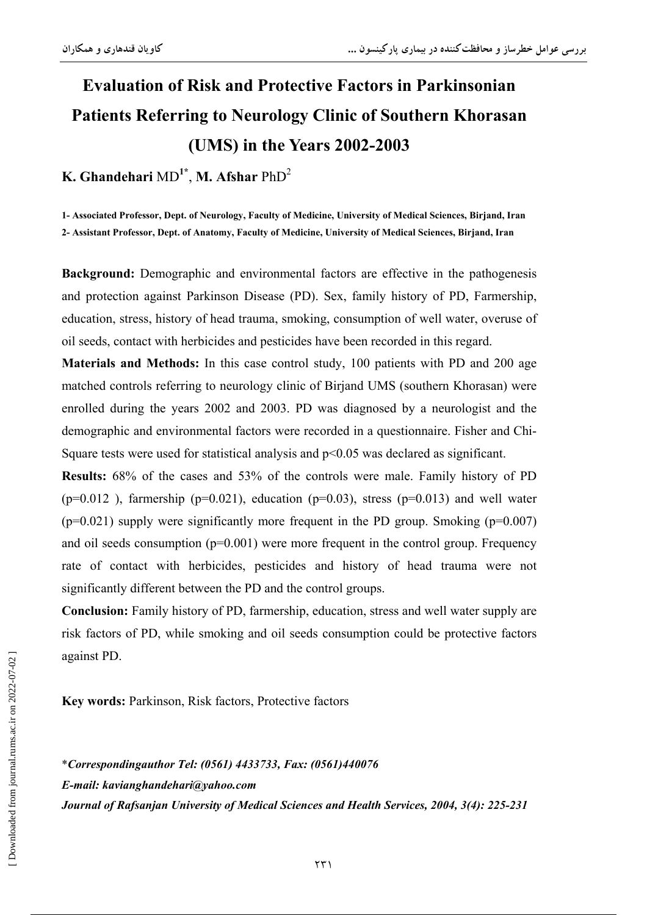# Evaluation of Risk and Protective Factors in Parkinsonian Patients Referring to Neurology Clinic of Southern Khorasan (UMS) in the Years 2002-2003

**K. Ghandehari** MD[1*], **M. Afshar** PhD[2]

**1- Associated Professor, Dept. of Neurology, Faculty of Medicine, University of Medical Sciences, Birjand, Iran**
**2- Assistant Professor, Dept. of Anatomy, Faculty of Medicine, University of Medical Sciences, Birjand, Iran**

**Background:** Demographic and environmental factors are effective in the pathogenesis and protection against Parkinson Disease (PD). Sex, family history of PD, Farmership, education, stress, history of head trauma, smoking, consumption of well water, overuse of oil seeds, contact with herbicides and pesticides have been recorded in this regard.

**Materials and Methods:** In this case control study, 100 patients with PD and 200 age matched controls referring to neurology clinic of Birjand UMS (southern Khorasan) were enrolled during the years 2002 and 2003. PD was diagnosed by a neurologist and the demographic and environmental factors were recorded in a questionnaire. Fisher and Chi-Square tests were used for statistical analysis and $p<0.05$ was declared as significant.

**Results:** 68% of the cases and 53% of the controls were male. Family history of PD ($p=0.012$), farmership ($p=0.021$), education ($p=0.03$), stress ($p=0.013$) and well water ($p=0.021$) supply were significantly more frequent in the PD group. Smoking ($p=0.007$) and oil seeds consumption ($p=0.001$) were more frequent in the control group. Frequency rate of contact with herbicides, pesticides and history of head trauma were not significantly different between the PD and the control groups.

**Conclusion:** Family history of PD, farmership, education, stress and well water supply are risk factors of PD, while smoking and oil seeds consumption could be protective factors against PD.

**Key words:** Parkinson, Risk factors, Protective factors

*\*Correspondingauthor Tel: (0561) 4433733, Fax: (0561)440076*
*E-mail: kavianghandehari@yahoo.com*
*Journal of Rafsanjan University of Medical Sciences and Health Services, 2004, 3(4): 225-231*